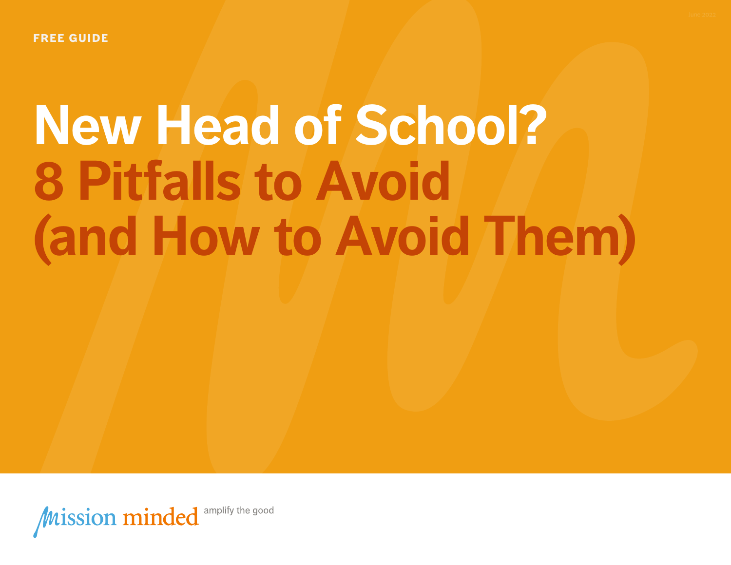FREE GUIDE

June 2022

# New Head of School?

# 8 Pitfalls to Avoid (and How to Avoid Them)

mission minded amplify the good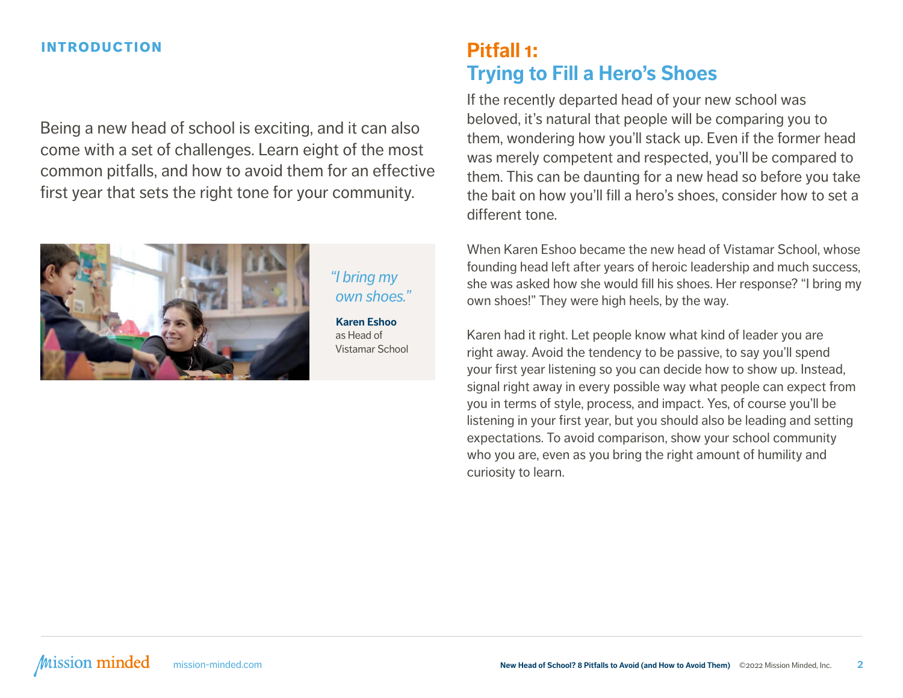## INTRODUCTION

Being a new head of school is exciting, and it can also come with a set of challenges. Learn eight of the most common pitfalls, and how to avoid them for an effective first year that sets the right tone for your community.

*"I bring my own shoes."*

**Karen Eshoo**
as Head of Vistamar School

## Pitfall 1: Trying to Fill a Hero's Shoes

If the recently departed head of your new school was beloved, it's natural that people will be comparing you to them, wondering how you'll stack up. Even if the former head was merely competent and respected, you'll be compared to them. This can be daunting for a new head so before you take the bait on how you'll fill a hero's shoes, consider how to set a different tone.

When Karen Eshoo became the new head of Vistamar School, whose founding head left after years of heroic leadership and much success, she was asked how she would fill his shoes. Her response? "I bring my own shoes!" They were high heels, by the way.

Karen had it right. Let people know what kind of leader you are right away. Avoid the tendency to be passive, to say you'll spend your first year listening so you can decide how to show up. Instead, signal right away in every possible way what people can expect from you in terms of style, process, and impact. Yes, of course you'll be listening in your first year, but you should also be leading and setting expectations. To avoid comparison, show your school community who you are, even as you bring the right amount of humility and curiosity to learn.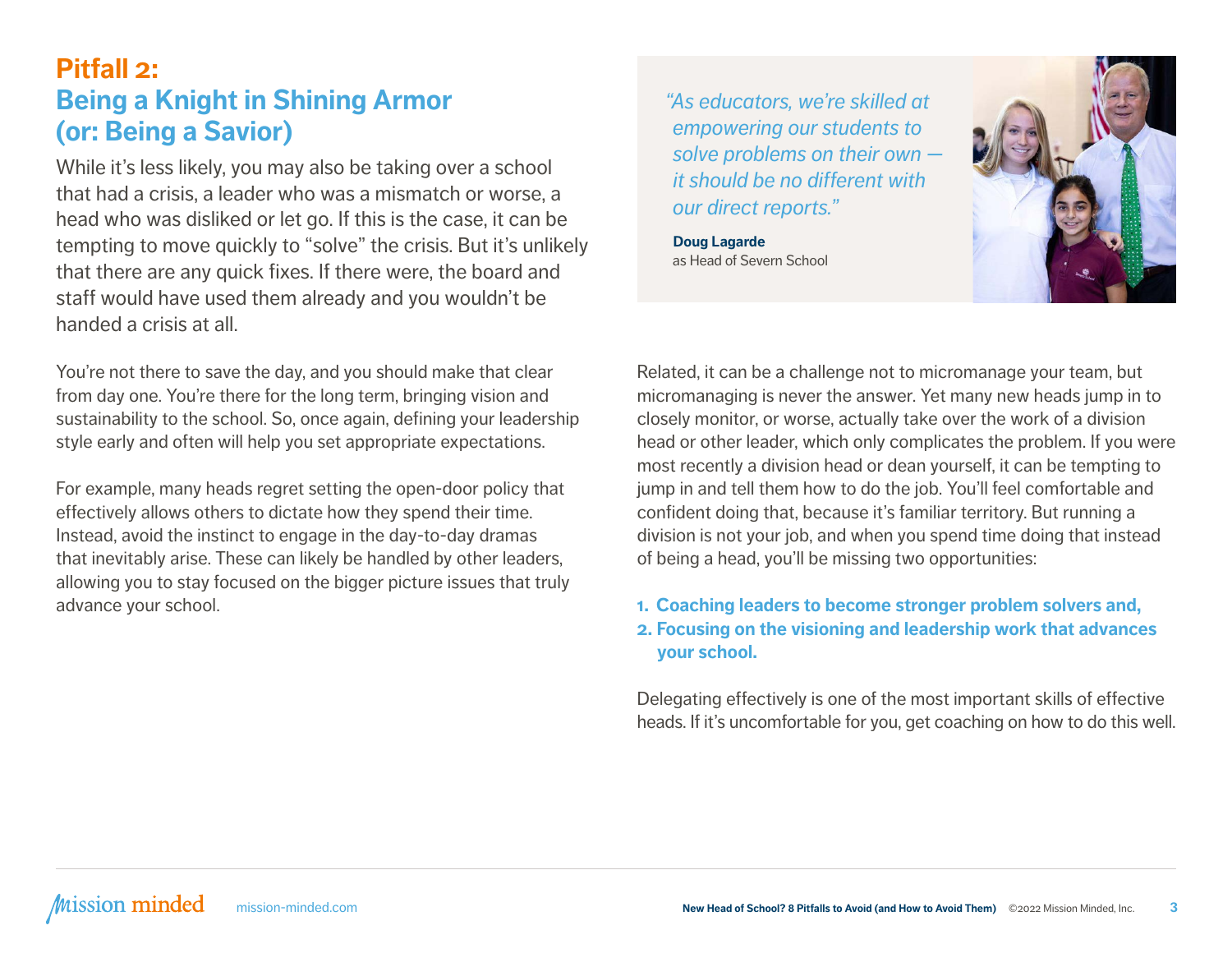## Pitfall 2:
## Being a Knight in Shining Armor (or: Being a Savior)

While it's less likely, you may also be taking over a school that had a crisis, a leader who was a mismatch or worse, a head who was disliked or let go. If this is the case, it can be tempting to move quickly to "solve" the crisis. But it's unlikely that there are any quick fixes. If there were, the board and staff would have used them already and you wouldn't be handed a crisis at all.

You're not there to save the day, and you should make that clear from day one. You're there for the long term, bringing vision and sustainability to the school. So, once again, defining your leadership style early and often will help you set appropriate expectations.

For example, many heads regret setting the open-door policy that effectively allows others to dictate how they spend their time. Instead, avoid the instinct to engage in the day-to-day dramas that inevitably arise. These can likely be handled by other leaders, allowing you to stay focused on the bigger picture issues that truly advance your school.

*"As educators, we're skilled at empowering our students to solve problems on their own — it should be no different with our direct reports."*

**Doug Lagarde**
as Head of Severn School

Related, it can be a challenge not to micromanage your team, but micromanaging is never the answer. Yet many new heads jump in to closely monitor, or worse, actually take over the work of a division head or other leader, which only complicates the problem. If you were most recently a division head or dean yourself, it can be tempting to jump in and tell them how to do the job. You'll feel comfortable and confident doing that, because it's familiar territory. But running a division is not your job, and when you spend time doing that instead of being a head, you'll be missing two opportunities:

1. **Coaching leaders to become stronger problem solvers and,**
2. **Focusing on the visioning and leadership work that advances your school.**

Delegating effectively is one of the most important skills of effective heads. If it's uncomfortable for you, get coaching on how to do this well.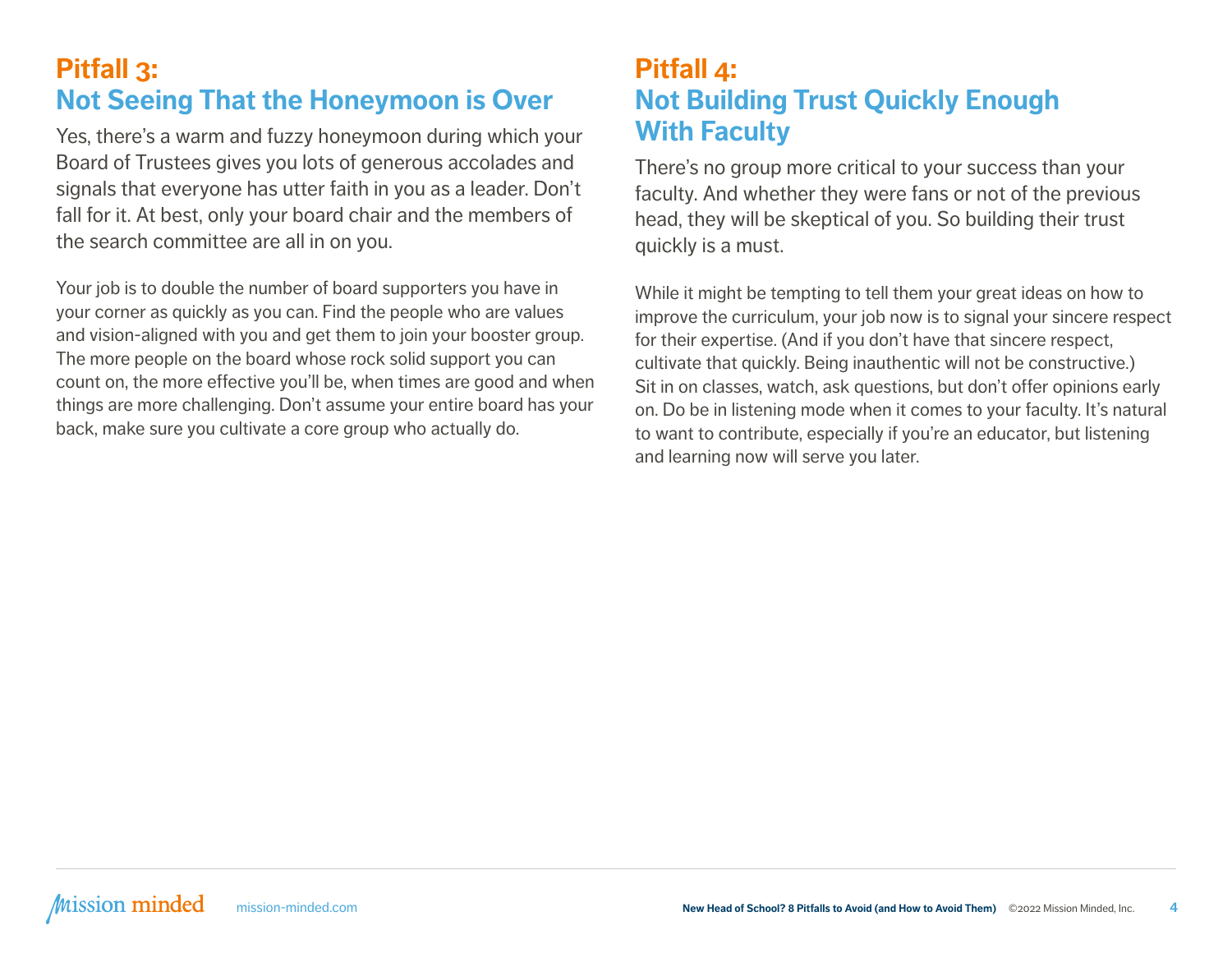## Pitfall 3: Not Seeing That the Honeymoon is Over

Yes, there's a warm and fuzzy honeymoon during which your Board of Trustees gives you lots of generous accolades and signals that everyone has utter faith in you as a leader. Don't fall for it. At best, only your board chair and the members of the search committee are all in on you.

Your job is to double the number of board supporters you have in your corner as quickly as you can. Find the people who are values and vision-aligned with you and get them to join your booster group. The more people on the board whose rock solid support you can count on, the more effective you'll be, when times are good and when things are more challenging. Don't assume your entire board has your back, make sure you cultivate a core group who actually do.

## Pitfall 4: Not Building Trust Quickly Enough With Faculty

There's no group more critical to your success than your faculty. And whether they were fans or not of the previous head, they will be skeptical of you. So building their trust quickly is a must.

While it might be tempting to tell them your great ideas on how to improve the curriculum, your job now is to signal your sincere respect for their expertise. (And if you don't have that sincere respect, cultivate that quickly. Being inauthentic will not be constructive.) Sit in on classes, watch, ask questions, but don't offer opinions early on. Do be in listening mode when it comes to your faculty. It's natural to want to contribute, especially if you're an educator, but listening and learning now will serve you later.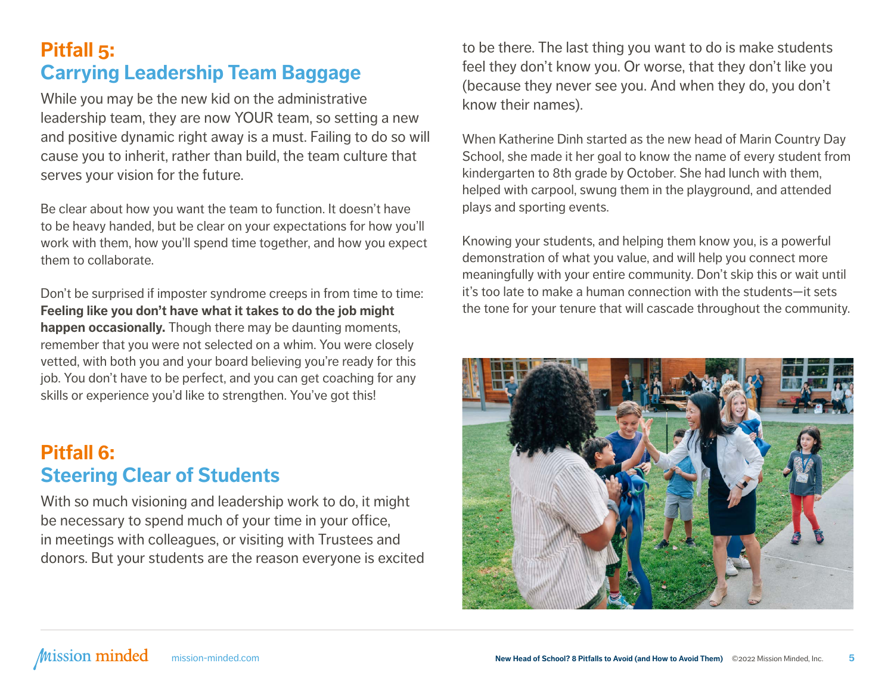## Pitfall 5: Carrying Leadership Team Baggage

While you may be the new kid on the administrative leadership team, they are now YOUR team, so setting a new and positive dynamic right away is a must. Failing to do so will cause you to inherit, rather than build, the team culture that serves your vision for the future.

Be clear about how you want the team to function. It doesn't have to be heavy handed, but be clear on your expectations for how you'll work with them, how you'll spend time together, and how you expect them to collaborate.

Don't be surprised if imposter syndrome creeps in from time to time: **Feeling like you don't have what it takes to do the job might happen occasionally.** Though there may be daunting moments, remember that you were not selected on a whim. You were closely vetted, with both you and your board believing you're ready for this job. You don't have to be perfect, and you can get coaching for any skills or experience you'd like to strengthen. You've got this!

## Pitfall 6: Steering Clear of Students

With so much visioning and leadership work to do, it might be necessary to spend much of your time in your office, in meetings with colleagues, or visiting with Trustees and donors. But your students are the reason everyone is excited to be there. The last thing you want to do is make students feel they don't know you. Or worse, that they don't like you (because they never see you. And when they do, you don't know their names).

When Katherine Dinh started as the new head of Marin Country Day School, she made it her goal to know the name of every student from kindergarten to 8th grade by October. She had lunch with them, helped with carpool, swung them in the playground, and attended plays and sporting events.

Knowing your students, and helping them know you, is a powerful demonstration of what you value, and will help you connect more meaningfully with your entire community. Don't skip this or wait until it's too late to make a human connection with the students—it sets the tone for your tenure that will cascade throughout the community.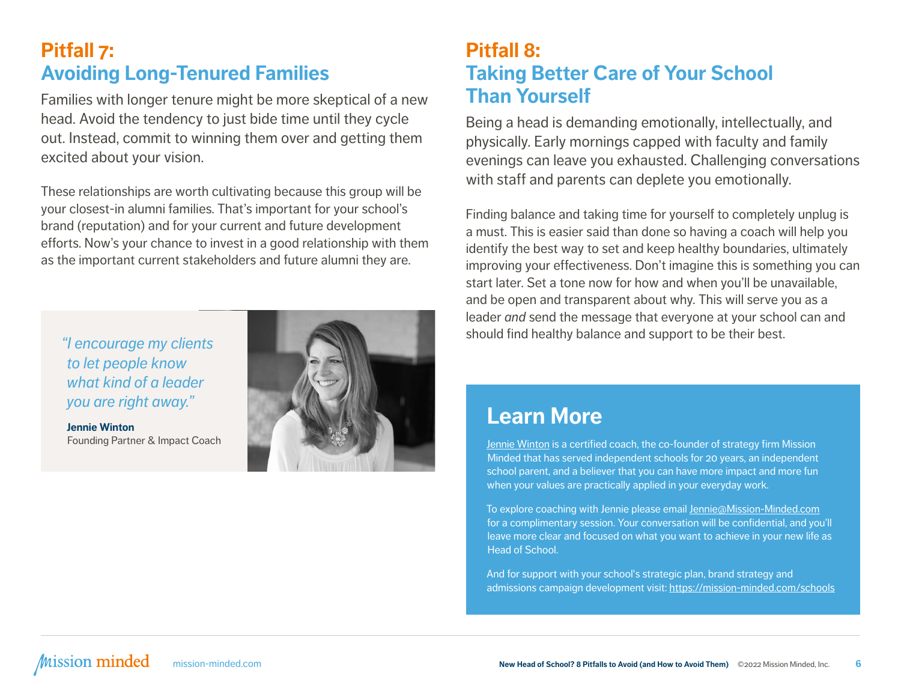## Pitfall 7: Avoiding Long-Tenured Families

Families with longer tenure might be more skeptical of a new head. Avoid the tendency to just bide time until they cycle out. Instead, commit to winning them over and getting them excited about your vision.

These relationships are worth cultivating because this group will be your closest-in alumni families. That's important for your school's brand (reputation) and for your current and future development efforts. Now's your chance to invest in a good relationship with them as the important current stakeholders and future alumni they are.

*"I encourage my clients to let people know what kind of a leader you are right away."*

**Jennie Winton**
Founding Partner & Impact Coach

## Pitfall 8: Taking Better Care of Your School Than Yourself

Being a head is demanding emotionally, intellectually, and physically. Early mornings capped with faculty and family evenings can leave you exhausted. Challenging conversations with staff and parents can deplete you emotionally.

Finding balance and taking time for yourself to completely unplug is a must. This is easier said than done so having a coach will help you identify the best way to set and keep healthy boundaries, ultimately improving your effectiveness. Don't imagine this is something you can start later. Set a tone now for how and when you'll be unavailable, and be open and transparent about why. This will serve you as a leader *and* send the message that everyone at your school can and should find healthy balance and support to be their best.

## Learn More

Jennie Winton is a certified coach, the co-founder of strategy firm Mission Minded that has served independent schools for 20 years, an independent school parent, and a believer that you can have more impact and more fun when your values are practically applied in your everyday work.

To explore coaching with Jennie please email Jennie@Mission-Minded.com for a complimentary session. Your conversation will be confidential, and you'll leave more clear and focused on what you want to achieve in your new life as Head of School.

And for support with your school's strategic plan, brand strategy and admissions campaign development visit: https://mission-minded.com/schools